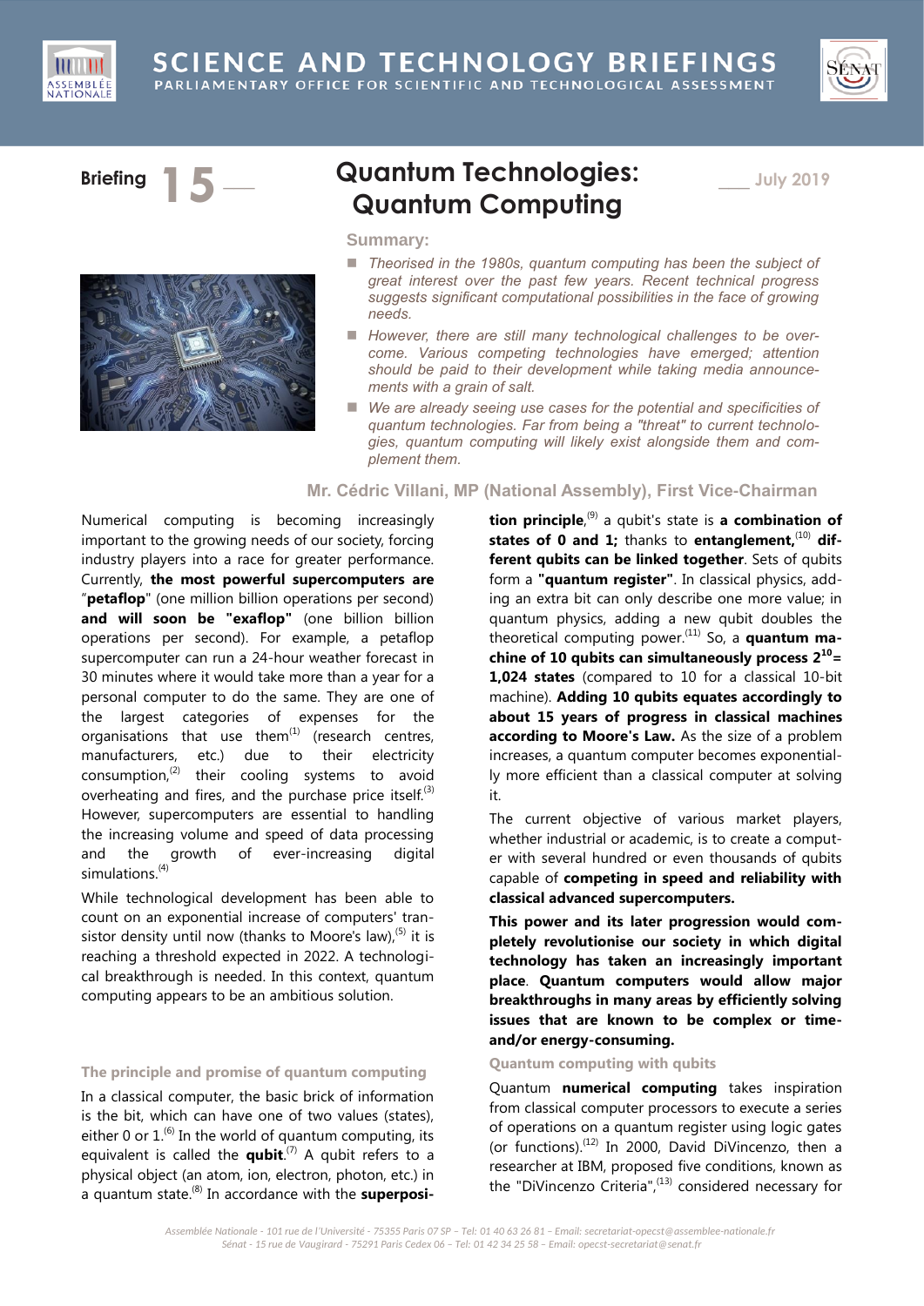# Science and Technology Briefings

Parliamentary Office for Scientific and Technological Assessment

**Briefing 15** — **July 2019**

# Quantum Technologies: Quantum Computing

**Summary:**

- *Theorised in the 1980s, quantum computing has been the subject of great interest over the past few years. Recent technical progress suggests significant computational possibilities in the face of growing needs.*
- *However, there are still many technological challenges to be overcome. Various competing technologies have emerged; attention should be paid to their development while taking media announcements with a grain of salt.*
- *We are already seeing use cases for the potential and specificities of quantum technologies. Far from being a "threat" to current technologies, quantum computing will likely exist alongside them and complement them.*

**Mr. Cédric Villani, MP (National Assembly), First Vice-Chairman**

Numerical computing is becoming increasingly important to the growing needs of our society, forcing industry players into a race for greater performance. Currently, **the most powerful supercomputers are** "**petaflop**" (one million billion operations per second) **and will soon be "exaflop"** (one billion billion operations per second). For example, a petaflop supercomputer can run a 24-hour weather forecast in 30 minutes where it would take more than a year for a personal computer to do the same. They are one of the largest categories of expenses for the organisations that use them[1] (research centres, manufacturers, etc.) due to their electricity consumption,[2] their cooling systems to avoid overheating and fires, and the purchase price itself.[3] However, supercomputers are essential to handling the increasing volume and speed of data processing and the growth of ever-increasing digital simulations.[4]

While technological development has been able to count on an exponential increase of computers' transistor density until now (thanks to Moore's law),[5] it is reaching a threshold expected in 2022. A technological breakthrough is needed. In this context, quantum computing appears to be an ambitious solution.

## The principle and promise of quantum computing

In a classical computer, the basic brick of information is the bit, which can have one of two values (states), either 0 or 1.[6] In the world of quantum computing, its equivalent is called the **qubit**.[7] A qubit refers to a physical object (an atom, ion, electron, photon, etc.) in a quantum state.[8] In accordance with the **superposition principle**,[9] a qubit's state is **a combination of states of 0 and 1;** thanks to **entanglement,**[10] **different qubits can be linked together**. Sets of qubits form a **"quantum register"**. In classical physics, adding an extra bit can only describe one more value; in quantum physics, adding a new qubit doubles the theoretical computing power.[11] So, a **quantum machine of 10 qubits can simultaneously process $2^{10}$= 1,024 states** (compared to 10 for a classical 10-bit machine). **Adding 10 qubits equates accordingly to about 15 years of progress in classical machines according to Moore's Law.** As the size of a problem increases, a quantum computer becomes exponentially more efficient than a classical computer at solving it.

The current objective of various market players, whether industrial or academic, is to create a computer with several hundred or even thousands of qubits capable of **competing in speed and reliability with classical advanced supercomputers.**

**This power and its later progression would completely revolutionise our society in which digital technology has taken an increasingly important place**. **Quantum computers would allow major breakthroughs in many areas by efficiently solving issues that are known to be complex or time- and/or energy-consuming.**

## Quantum computing with qubits

Quantum **numerical computing** takes inspiration from classical computer processors to execute a series of operations on a quantum register using logic gates (or functions).[12] In 2000, David DiVincenzo, then a researcher at IBM, proposed five conditions, known as the "DiVincenzo Criteria",[13] considered necessary for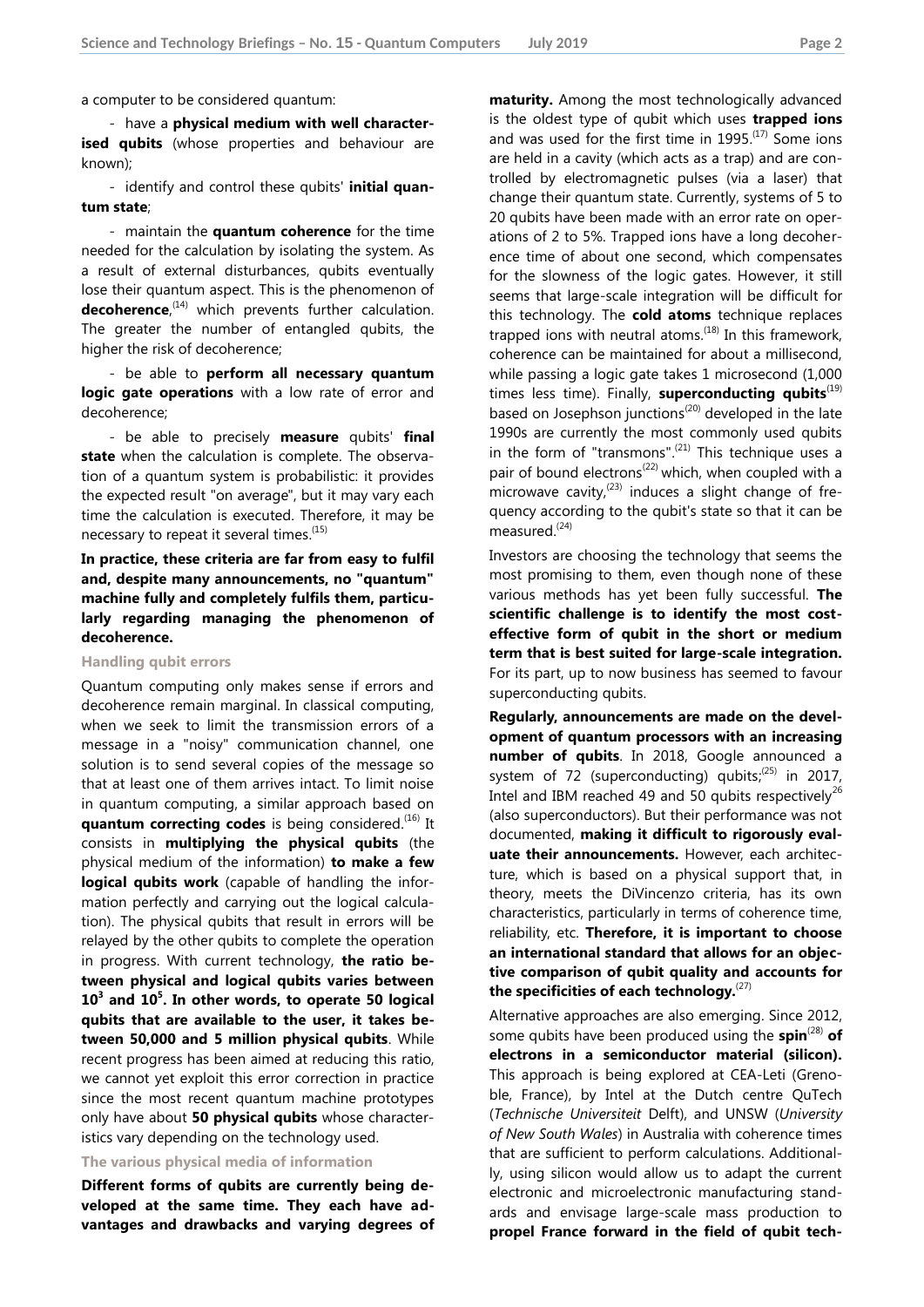a computer to be considered quantum:

- have a **physical medium with well characterised qubits** (whose properties and behaviour are known);
- identify and control these qubits' **initial quantum state**;
- maintain the **quantum coherence** for the time needed for the calculation by isolating the system. As a result of external disturbances, qubits eventually lose their quantum aspect. This is the phenomenon of **decoherence**,[14] which prevents further calculation. The greater the number of entangled qubits, the higher the risk of decoherence;
- be able to **perform all necessary quantum logic gate operations** with a low rate of error and decoherence;
- be able to precisely **measure** qubits' **final state** when the calculation is complete. The observation of a quantum system is probabilistic: it provides the expected result "on average", but it may vary each time the calculation is executed. Therefore, it may be necessary to repeat it several times.[15]

**In practice, these criteria are far from easy to fulfil and, despite many announcements, no "quantum" machine fully and completely fulfils them, particularly regarding managing the phenomenon of decoherence.**

### Handling qubit errors

Quantum computing only makes sense if errors and decoherence remain marginal. In classical computing, when we seek to limit the transmission errors of a message in a "noisy" communication channel, one solution is to send several copies of the message so that at least one of them arrives intact. To limit noise in quantum computing, a similar approach based on **quantum correcting codes** is being considered.[16] It consists in **multiplying the physical qubits** (the physical medium of the information) **to make a few logical qubits work** (capable of handling the information perfectly and carrying out the logical calculation). The physical qubits that result in errors will be relayed by the other qubits to complete the operation in progress. With current technology, **the ratio between physical and logical qubits varies between $10^3$ and $10^5$. In other words, to operate 50 logical qubits that are available to the user, it takes between 50,000 and 5 million physical qubits**. While recent progress has been aimed at reducing this ratio, we cannot yet exploit this error correction in practice since the most recent quantum machine prototypes only have about **50 physical qubits** whose characteristics vary depending on the technology used.

### The various physical media of information

**Different forms of qubits are currently being developed at the same time. They each have advantages and drawbacks and varying degrees of maturity.** Among the most technologically advanced is the oldest type of qubit which uses **trapped ions** and was used for the first time in 1995.[17] Some ions are held in a cavity (which acts as a trap) and are controlled by electromagnetic pulses (via a laser) that change their quantum state. Currently, systems of 5 to 20 qubits have been made with an error rate on operations of 2 to 5%. Trapped ions have a long decoherence time of about one second, which compensates for the slowness of the logic gates. However, it still seems that large-scale integration will be difficult for this technology. The **cold atoms** technique replaces trapped ions with neutral atoms.[18] In this framework, coherence can be maintained for about a millisecond, while passing a logic gate takes 1 microsecond (1,000 times less time). Finally, **superconducting qubits**[19] based on Josephson junctions[20] developed in the late 1990s are currently the most commonly used qubits in the form of "transmons".[21] This technique uses a pair of bound electrons[22] which, when coupled with a microwave cavity,[23] induces a slight change of frequency according to the qubit's state so that it can be measured.[24]

Investors are choosing the technology that seems the most promising to them, even though none of these various methods has yet been fully successful. **The scientific challenge is to identify the most cost-effective form of qubit in the short or medium term that is best suited for large-scale integration.** For its part, up to now business has seemed to favour superconducting qubits.

**Regularly, announcements are made on the development of quantum processors with an increasing number of qubits**. In 2018, Google announced a system of 72 (superconducting) qubits;[25] in 2017, Intel and IBM reached 49 and 50 qubits respectively[26] (also superconductors). But their performance was not documented, **making it difficult to rigorously evaluate their announcements.** However, each architecture, which is based on a physical support that, in theory, meets the DiVincenzo criteria, has its own characteristics, particularly in terms of coherence time, reliability, etc. **Therefore, it is important to choose an international standard that allows for an objective comparison of qubit quality and accounts for the specificities of each technology.**[27]

Alternative approaches are also emerging. Since 2012, some qubits have been produced using the **spin**[28] **of electrons in a semiconductor material (silicon).** This approach is being explored at CEA-Leti (Grenoble, France), by Intel at the Dutch centre QuTech (*Technische Universiteit* Delft), and UNSW (*University of New South Wales*) in Australia with coherence times that are sufficient to perform calculations. Additionally, using silicon would allow us to adapt the current electronic and microelectronic manufacturing standards and envisage large-scale mass production to **propel France forward in the field of qubit tech-**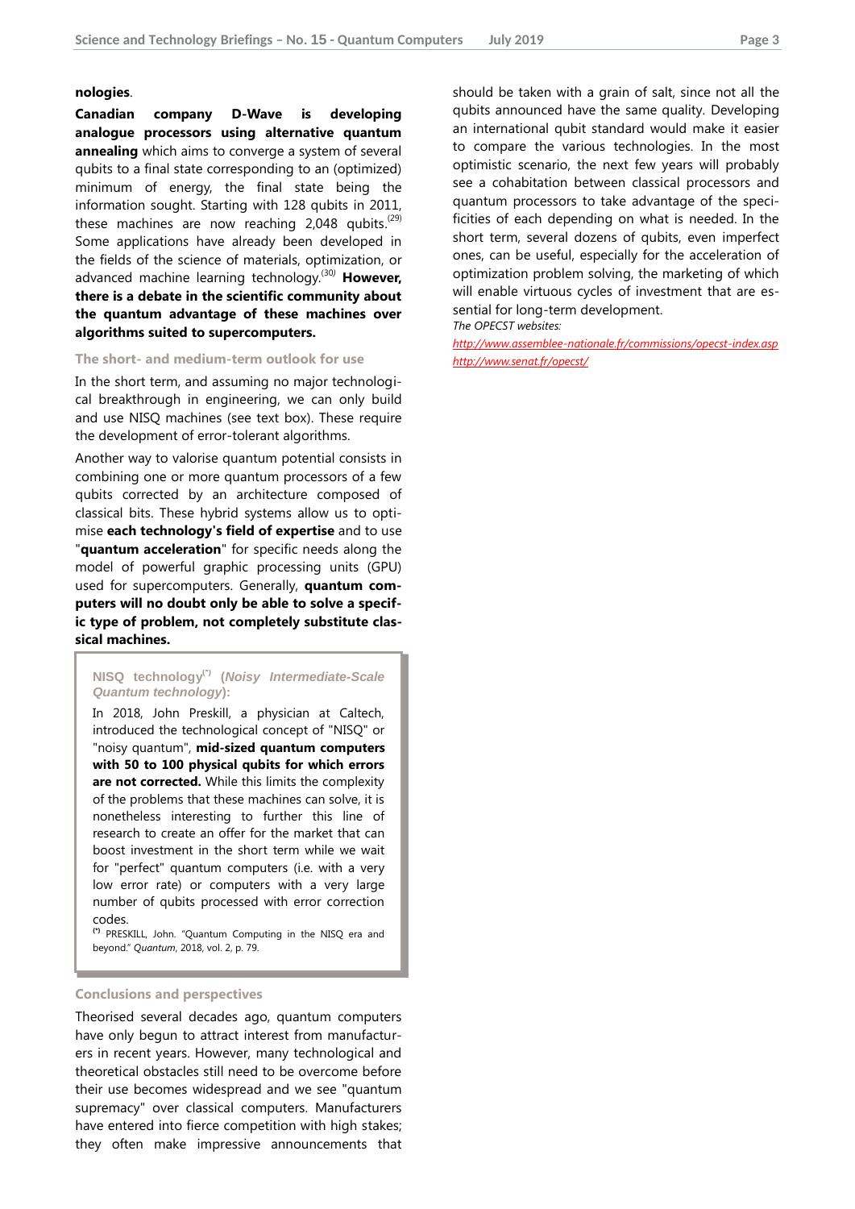**nologies**.

**Canadian company D-Wave is developing analogue processors using alternative quantum annealing** which aims to converge a system of several qubits to a final state corresponding to an (optimized) minimum of energy, the final state being the information sought. Starting with 128 qubits in 2011, these machines are now reaching 2,048 qubits.[29] Some applications have already been developed in the fields of the science of materials, optimization, or advanced machine learning technology.[30] **However, there is a debate in the scientific community about the quantum advantage of these machines over algorithms suited to supercomputers.**

### The short- and medium-term outlook for use

In the short term, and assuming no major technological breakthrough in engineering, we can only build and use NISQ machines (see text box). These require the development of error-tolerant algorithms.

Another way to valorise quantum potential consists in combining one or more quantum processors of a few qubits corrected by an architecture composed of classical bits. These hybrid systems allow us to optimise **each technology's field of expertise** and to use "**quantum acceleration**" for specific needs along the model of powerful graphic processing units (GPU) used for supercomputers. Generally, **quantum computers will no doubt only be able to solve a specific type of problem, not completely substitute classical machines.**

> **NISQ technology[*] (*Noisy Intermediate-Scale Quantum technology*):**
>
> In 2018, John Preskill, a physician at Caltech, introduced the technological concept of "NISQ" or "noisy quantum", **mid-sized quantum computers with 50 to 100 physical qubits for which errors are not corrected.** While this limits the complexity of the problems that these machines can solve, it is nonetheless interesting to further this line of research to create an offer for the market that can boost investment in the short term while we wait for "perfect" quantum computers (i.e. with a very low error rate) or computers with a very large number of qubits processed with error correction codes.
>
> [*] PRESKILL, John. "Quantum Computing in the NISQ era and beyond." *Quantum*, 2018, vol. 2, p. 79.

### Conclusions and perspectives

Theorised several decades ago, quantum computers have only begun to attract interest from manufacturers in recent years. However, many technological and theoretical obstacles still need to be overcome before their use becomes widespread and we see "quantum supremacy" over classical computers. Manufacturers have entered into fierce competition with high stakes; they often make impressive announcements that should be taken with a grain of salt, since not all the qubits announced have the same quality. Developing an international qubit standard would make it easier to compare the various technologies. In the most optimistic scenario, the next few years will probably see a cohabitation between classical processors and quantum processors to take advantage of the specificities of each depending on what is needed. In the short term, several dozens of qubits, even imperfect ones, can be useful, especially for the acceleration of optimization problem solving, the marketing of which will enable virtuous cycles of investment that are essential for long-term development.

*The OPECST websites:*

http://www.assemblee-nationale.fr/commissions/opecst-index.asp
http://www.senat.fr/opecst/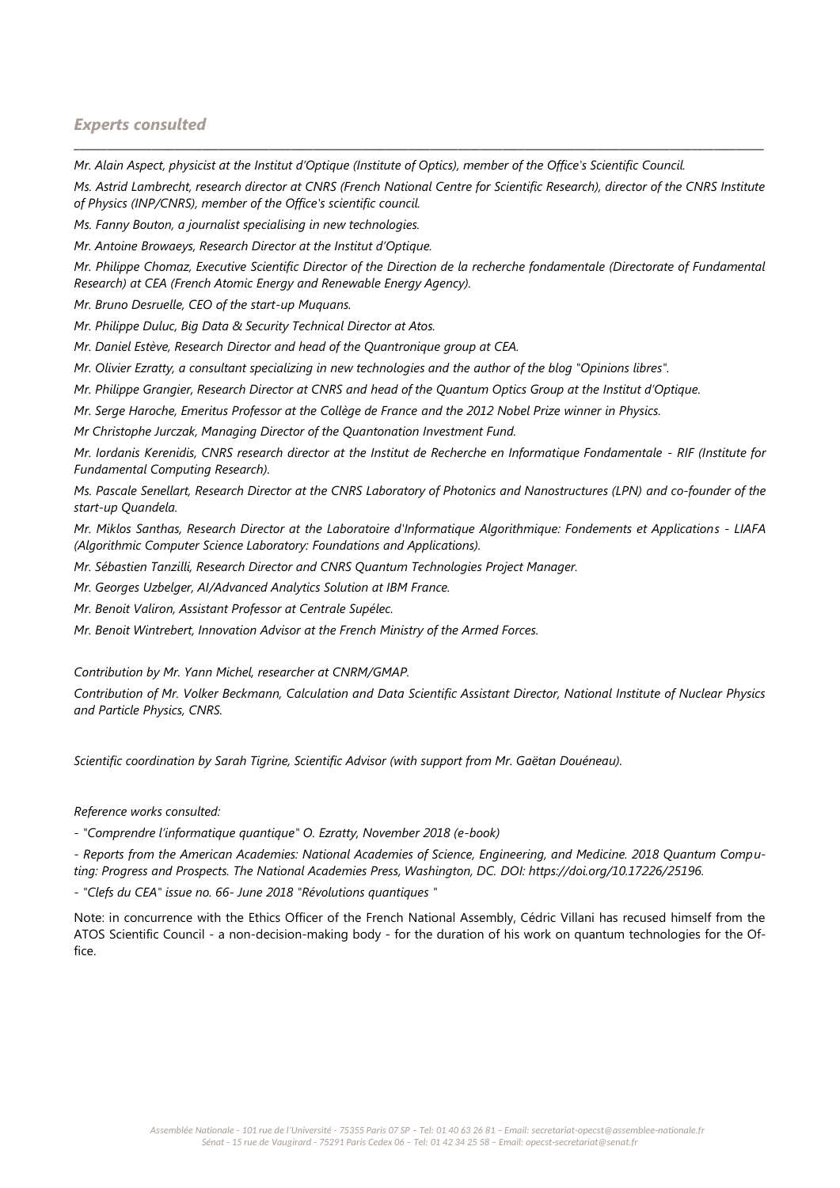## *Experts consulted*

*Mr. Alain Aspect, physicist at the Institut d'Optique (Institute of Optics), member of the Office's Scientific Council.*

*Ms. Astrid Lambrecht, research director at CNRS (French National Centre for Scientific Research), director of the CNRS Institute of Physics (INP/CNRS), member of the Office's scientific council.*

*Ms. Fanny Bouton, a journalist specialising in new technologies.*

*Mr. Antoine Browaeys, Research Director at the Institut d'Optique.*

*Mr. Philippe Chomaz, Executive Scientific Director of the Direction de la recherche fondamentale (Directorate of Fundamental Research) at CEA (French Atomic Energy and Renewable Energy Agency).*

*Mr. Bruno Desruelle, CEO of the start-up Muquans.*

*Mr. Philippe Duluc, Big Data & Security Technical Director at Atos.*

*Mr. Daniel Estève, Research Director and head of the Quantronique group at CEA.*

*Mr. Olivier Ezratty, a consultant specializing in new technologies and the author of the blog "Opinions libres".*

*Mr. Philippe Grangier, Research Director at CNRS and head of the Quantum Optics Group at the Institut d'Optique.*

*Mr. Serge Haroche, Emeritus Professor at the Collège de France and the 2012 Nobel Prize winner in Physics.*

*Mr Christophe Jurczak, Managing Director of the Quantonation Investment Fund.*

*Mr. Iordanis Kerenidis, CNRS research director at the Institut de Recherche en Informatique Fondamentale - RIF (Institute for Fundamental Computing Research).*

*Ms. Pascale Senellart, Research Director at the CNRS Laboratory of Photonics and Nanostructures (LPN) and co-founder of the start-up Quandela.*

*Mr. Miklos Santhas, Research Director at the Laboratoire d'Informatique Algorithmique: Fondements et Applications - LIAFA (Algorithmic Computer Science Laboratory: Foundations and Applications).*

*Mr. Sébastien Tanzilli, Research Director and CNRS Quantum Technologies Project Manager.*

*Mr. Georges Uzbelger, AI/Advanced Analytics Solution at IBM France.*

*Mr. Benoit Valiron, Assistant Professor at Centrale Supélec.*

*Mr. Benoit Wintrebert, Innovation Advisor at the French Ministry of the Armed Forces.*

*Contribution by Mr. Yann Michel, researcher at CNRM/GMAP.*

*Contribution of Mr. Volker Beckmann, Calculation and Data Scientific Assistant Director, National Institute of Nuclear Physics and Particle Physics, CNRS.*

*Scientific coordination by Sarah Tigrine, Scientific Advisor (with support from Mr. Gaëtan Douéneau).*

*Reference works consulted:*

*- "Comprendre l'informatique quantique" O. Ezratty, November 2018 (e-book)*

*- Reports from the American Academies: National Academies of Science, Engineering, and Medicine. 2018 Quantum Computing: Progress and Prospects. The National Academies Press, Washington, DC. DOI: https://doi.org/10.17226/25196.*

*- "Clefs du CEA" issue no. 66- June 2018 "Révolutions quantiques "*

Note: in concurrence with the Ethics Officer of the French National Assembly, Cédric Villani has recused himself from the ATOS Scientific Council - a non-decision-making body - for the duration of his work on quantum technologies for the Office.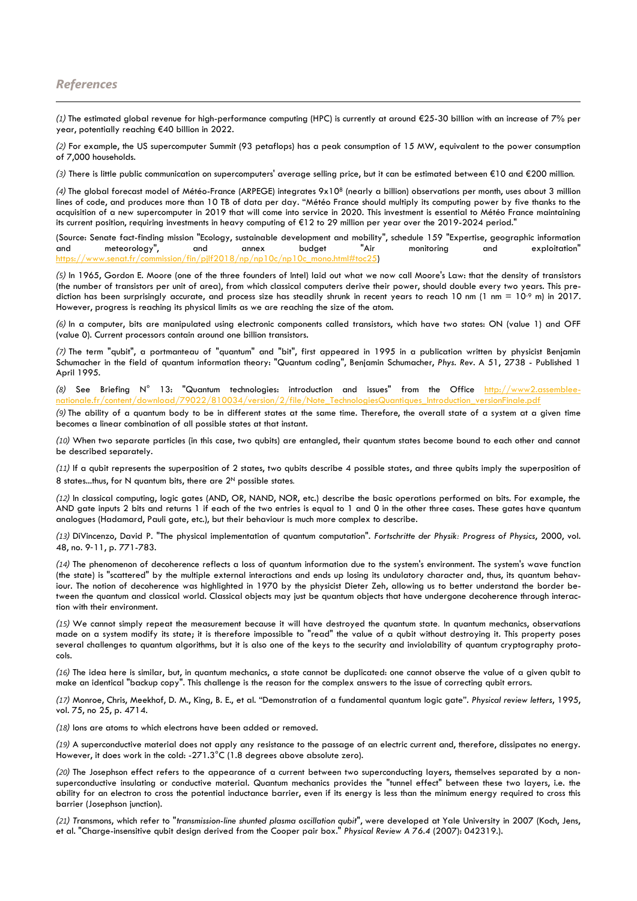## References

*(1)* The estimated global revenue for high-performance computing (HPC) is currently at around €25-30 billion with an increase of 7% per year, potentially reaching €40 billion in 2022.

*(2)* For example, the US supercomputer Summit (93 petaflops) has a peak consumption of 15 MW, equivalent to the power consumption of 7,000 households.

*(3)* There is little public communication on supercomputers' average selling price, but it can be estimated between €10 and €200 million.

*(4)* The global forecast model of Météo-France (ARPEGE) integrates $9 \times 10^8$ (nearly a billion) observations per month, uses about 3 million lines of code, and produces more than 10 TB of data per day. "Météo France should multiply its computing power by five thanks to the acquisition of a new supercomputer in 2019 that will come into service in 2020. This investment is essential to Météo France maintaining its current position, requiring investments in heavy computing of €12 to 29 million per year over the 2019-2024 period."

(Source: Senate fact-finding mission "Ecology, sustainable development and mobility", schedule 159 "Expertise, geographic information and meteorology", and annex budget "Air monitoring and exploitation" https://www.senat.fr/commission/fin/pjlf2018/np/np10c/np10c_mono.html#toc25)

*(5)* In 1965, Gordon E. Moore (one of the three founders of Intel) laid out what we now call Moore's Law: that the density of transistors (the number of transistors per unit of area), from which classical computers derive their power, should double every two years. This prediction has been surprisingly accurate, and process size has steadily shrunk in recent years to reach 10 nm (1 nm = $10^{-9}$ m) in 2017. However, progress is reaching its physical limits as we are reaching the size of the atom.

*(6)* In a computer, bits are manipulated using electronic components called transistors, which have two states: ON (value 1) and OFF (value 0). Current processors contain around one billion transistors.

*(7)* The term "qubit", a portmanteau of "quantum" and "bit", first appeared in 1995 in a publication written by physicist Benjamin Schumacher in the field of quantum information theory: "Quantum coding", Benjamin Schumacher, *Phys. Rev.* A 51, 2738 - Published 1 April 1995.

*(8)* See Briefing N° 13: "Quantum technologies: introduction and issues" from the Office http://www2.assemblee-nationale.fr/content/download/79022/810034/version/2/file/Note_TechnologiesQuantiques_Introduction_versionFinale.pdf

*(9)* The ability of a quantum body to be in different states at the same time. Therefore, the overall state of a system at a given time becomes a linear combination of all possible states at that instant.

*(10)* When two separate particles (in this case, two qubits) are entangled, their quantum states become bound to each other and cannot be described separately.

*(11)* If a qubit represents the superposition of 2 states, two qubits describe 4 possible states, and three qubits imply the superposition of 8 states...thus, for N quantum bits, there are $2^N$ possible states.

*(12)* In classical computing, logic gates (AND, OR, NAND, NOR, etc.) describe the basic operations performed on bits. For example, the AND gate inputs 2 bits and returns 1 if each of the two entries is equal to 1 and 0 in the other three cases. These gates have quantum analogues (Hadamard, Pauli gate, etc.), but their behaviour is much more complex to describe.

*(13)* DiVincenzo, David P. "The physical implementation of quantum computation". *Fortschritte der Physik: Progress of Physics*, 2000, vol. 48, no. 9-11, p. 771-783.

*(14)* The phenomenon of decoherence reflects a loss of quantum information due to the system's environment. The system's wave function (the state) is "scattered" by the multiple external interactions and ends up losing its undulatory character and, thus, its quantum behaviour. The notion of decoherence was highlighted in 1970 by the physicist Dieter Zeh, allowing us to better understand the border between the quantum and classical world. Classical objects may just be quantum objects that have undergone decoherence through interaction with their environment.

*(15)* We cannot simply repeat the measurement because it will have destroyed the quantum state. In quantum mechanics, observations made on a system modify its state; it is therefore impossible to "read" the value of a qubit without destroying it. This property poses several challenges to quantum algorithms, but it is also one of the keys to the security and inviolability of quantum cryptography protocols.

*(16)* The idea here is similar, but, in quantum mechanics, a state cannot be duplicated: one cannot observe the value of a given qubit to make an identical "backup copy". This challenge is the reason for the complex answers to the issue of correcting qubit errors.

*(17)* Monroe, Chris, Meekhof, D. M., King, B. E., et al. "Demonstration of a fundamental quantum logic gate". *Physical review letters*, 1995, vol. 75, no 25, p. 4714.

*(18)* Ions are atoms to which electrons have been added or removed.

*(19)* A superconductive material does not apply any resistance to the passage of an electric current and, therefore, dissipates no energy. However, it does work in the cold: -271.3°C (1.8 degrees above absolute zero).

*(20)* The Josephson effect refers to the appearance of a current between two superconducting layers, themselves separated by a non-superconductive insulating or conductive material. Quantum mechanics provides the "tunnel effect" between these two layers, i.e. the ability for an electron to cross the potential inductance barrier, even if its energy is less than the minimum energy required to cross this barrier (Josephson junction).

*(21)* Transmons, which refer to "*transmission-line shunted plasma oscillation qubit*", were developed at Yale University in 2007 (Koch, Jens, et al. "Charge-insensitive qubit design derived from the Cooper pair box." *Physical Review A 76.4* (2007): 042319.).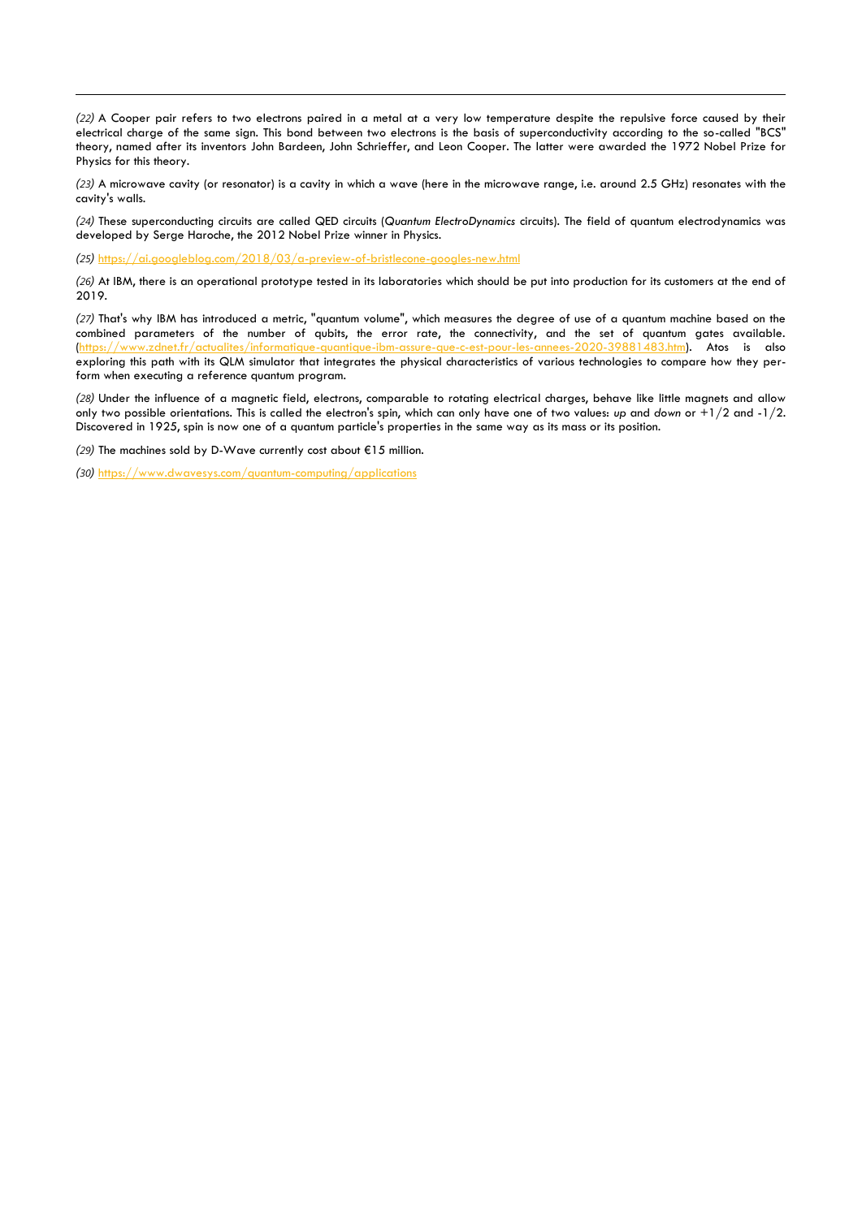*(22)* A Cooper pair refers to two electrons paired in a metal at a very low temperature despite the repulsive force caused by their electrical charge of the same sign. This bond between two electrons is the basis of superconductivity according to the so-called "BCS" theory, named after its inventors John Bardeen, John Schrieffer, and Leon Cooper. The latter were awarded the 1972 Nobel Prize for Physics for this theory.

*(23)* A microwave cavity (or resonator) is a cavity in which a wave (here in the microwave range, i.e. around 2.5 GHz) resonates with the cavity's walls.

*(24)* These superconducting circuits are called QED circuits (*Quantum ElectroDynamics* circuits). The field of quantum electrodynamics was developed by Serge Haroche, the 2012 Nobel Prize winner in Physics.

*(25)* https://ai.googleblog.com/2018/03/a-preview-of-bristlecone-googles-new.html

*(26)* At IBM, there is an operational prototype tested in its laboratories which should be put into production for its customers at the end of 2019.

*(27)* That's why IBM has introduced a metric, "quantum volume", which measures the degree of use of a quantum machine based on the combined parameters of the number of qubits, the error rate, the connectivity, and the set of quantum gates available. (https://www.zdnet.fr/actualites/informatique-quantique-ibm-assure-que-c-est-pour-les-annees-2020-39881483.htm). Atos is also exploring this path with its QLM simulator that integrates the physical characteristics of various technologies to compare how they perform when executing a reference quantum program.

*(28)* Under the influence of a magnetic field, electrons, comparable to rotating electrical charges, behave like little magnets and allow only two possible orientations. This is called the electron's spin, which can only have one of two values: *up* and *down* or +1/2 and -1/2. Discovered in 1925, spin is now one of a quantum particle's properties in the same way as its mass or its position.

*(29)* The machines sold by D-Wave currently cost about €15 million.

*(30)* https://www.dwavesys.com/quantum-computing/applications